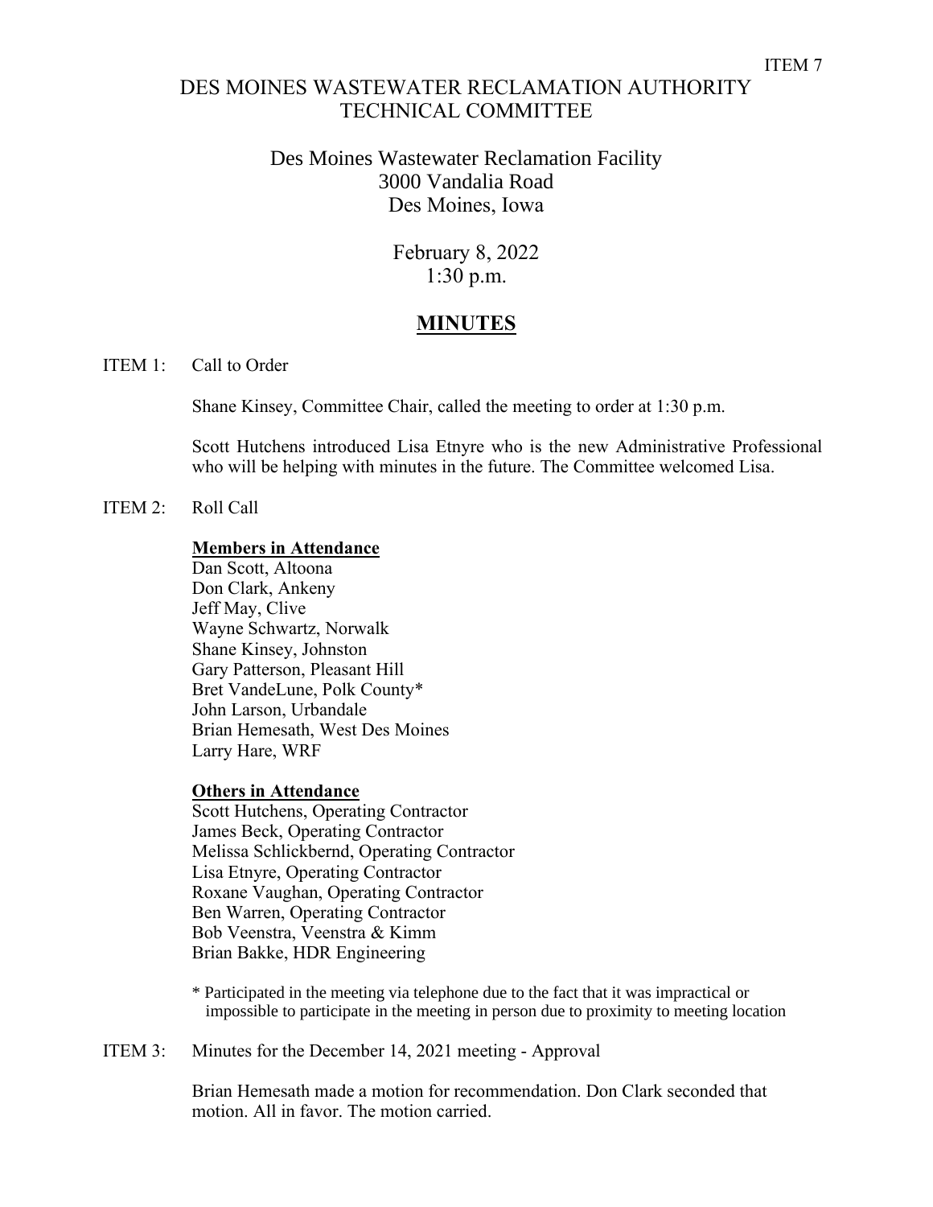ITEM 7

# DES MOINES WASTEWATER RECLAMATION AUTHORITY TECHNICAL COMMITTEE

Des Moines Wastewater Reclamation Facility
3000 Vandalia Road
Des Moines, Iowa

February 8, 2022
1:30 p.m.

## MINUTES

ITEM 1: Call to Order

Shane Kinsey, Committee Chair, called the meeting to order at 1:30 p.m.

Scott Hutchens introduced Lisa Etnyre who is the new Administrative Professional who will be helping with minutes in the future. The Committee welcomed Lisa.

ITEM 2: Roll Call

**Members in Attendance**

Dan Scott, Altoona
Don Clark, Ankeny
Jeff May, Clive
Wayne Schwartz, Norwalk
Shane Kinsey, Johnston
Gary Patterson, Pleasant Hill
Bret VandeLune, Polk County*
John Larson, Urbandale
Brian Hemesath, West Des Moines
Larry Hare, WRF

**Others in Attendance**

Scott Hutchens, Operating Contractor
James Beck, Operating Contractor
Melissa Schlickbernd, Operating Contractor
Lisa Etnyre, Operating Contractor
Roxane Vaughan, Operating Contractor
Ben Warren, Operating Contractor
Bob Veenstra, Veenstra & Kimm
Brian Bakke, HDR Engineering

\* Participated in the meeting via telephone due to the fact that it was impractical or impossible to participate in the meeting in person due to proximity to meeting location

ITEM 3: Minutes for the December 14, 2021 meeting - Approval

Brian Hemesath made a motion for recommendation. Don Clark seconded that motion. All in favor. The motion carried.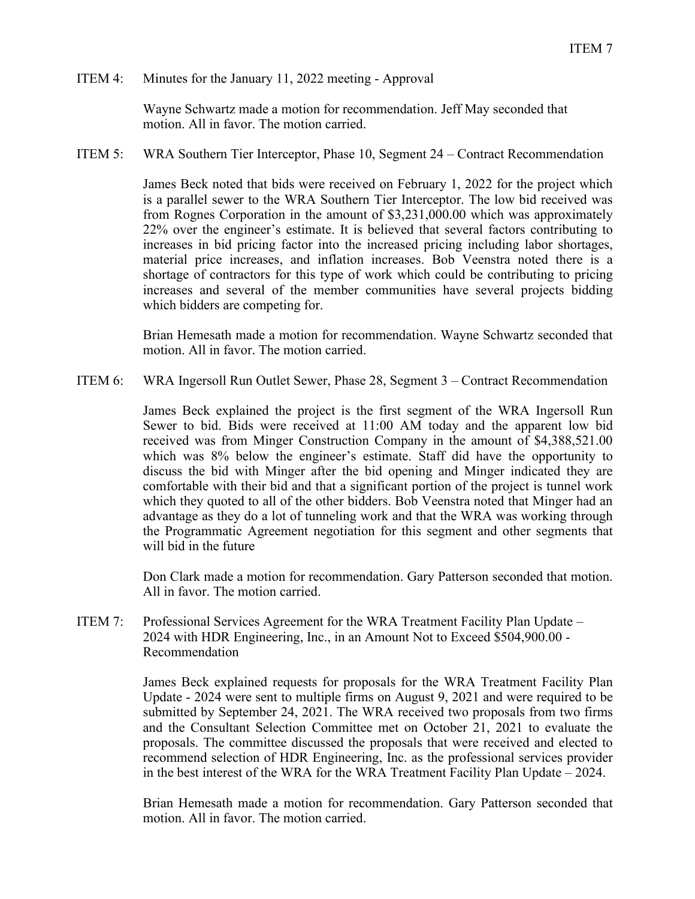ITEM 4: Minutes for the January 11, 2022 meeting - Approval

Wayne Schwartz made a motion for recommendation. Jeff May seconded that motion. All in favor. The motion carried.

ITEM 5: WRA Southern Tier Interceptor, Phase 10, Segment 24 – Contract Recommendation

James Beck noted that bids were received on February 1, 2022 for the project which is a parallel sewer to the WRA Southern Tier Interceptor. The low bid received was from Rognes Corporation in the amount of $3,231,000.00 which was approximately 22% over the engineer's estimate. It is believed that several factors contributing to increases in bid pricing factor into the increased pricing including labor shortages, material price increases, and inflation increases. Bob Veenstra noted there is a shortage of contractors for this type of work which could be contributing to pricing increases and several of the member communities have several projects bidding which bidders are competing for.

Brian Hemesath made a motion for recommendation. Wayne Schwartz seconded that motion. All in favor. The motion carried.

ITEM 6: WRA Ingersoll Run Outlet Sewer, Phase 28, Segment 3 – Contract Recommendation

James Beck explained the project is the first segment of the WRA Ingersoll Run Sewer to bid. Bids were received at 11:00 AM today and the apparent low bid received was from Minger Construction Company in the amount of $4,388,521.00 which was 8% below the engineer's estimate. Staff did have the opportunity to discuss the bid with Minger after the bid opening and Minger indicated they are comfortable with their bid and that a significant portion of the project is tunnel work which they quoted to all of the other bidders. Bob Veenstra noted that Minger had an advantage as they do a lot of tunneling work and that the WRA was working through the Programmatic Agreement negotiation for this segment and other segments that will bid in the future

Don Clark made a motion for recommendation. Gary Patterson seconded that motion. All in favor. The motion carried.

ITEM 7: Professional Services Agreement for the WRA Treatment Facility Plan Update – 2024 with HDR Engineering, Inc., in an Amount Not to Exceed $504,900.00 - Recommendation

James Beck explained requests for proposals for the WRA Treatment Facility Plan Update - 2024 were sent to multiple firms on August 9, 2021 and were required to be submitted by September 24, 2021. The WRA received two proposals from two firms and the Consultant Selection Committee met on October 21, 2021 to evaluate the proposals. The committee discussed the proposals that were received and elected to recommend selection of HDR Engineering, Inc. as the professional services provider in the best interest of the WRA for the WRA Treatment Facility Plan Update – 2024.

Brian Hemesath made a motion for recommendation. Gary Patterson seconded that motion. All in favor. The motion carried.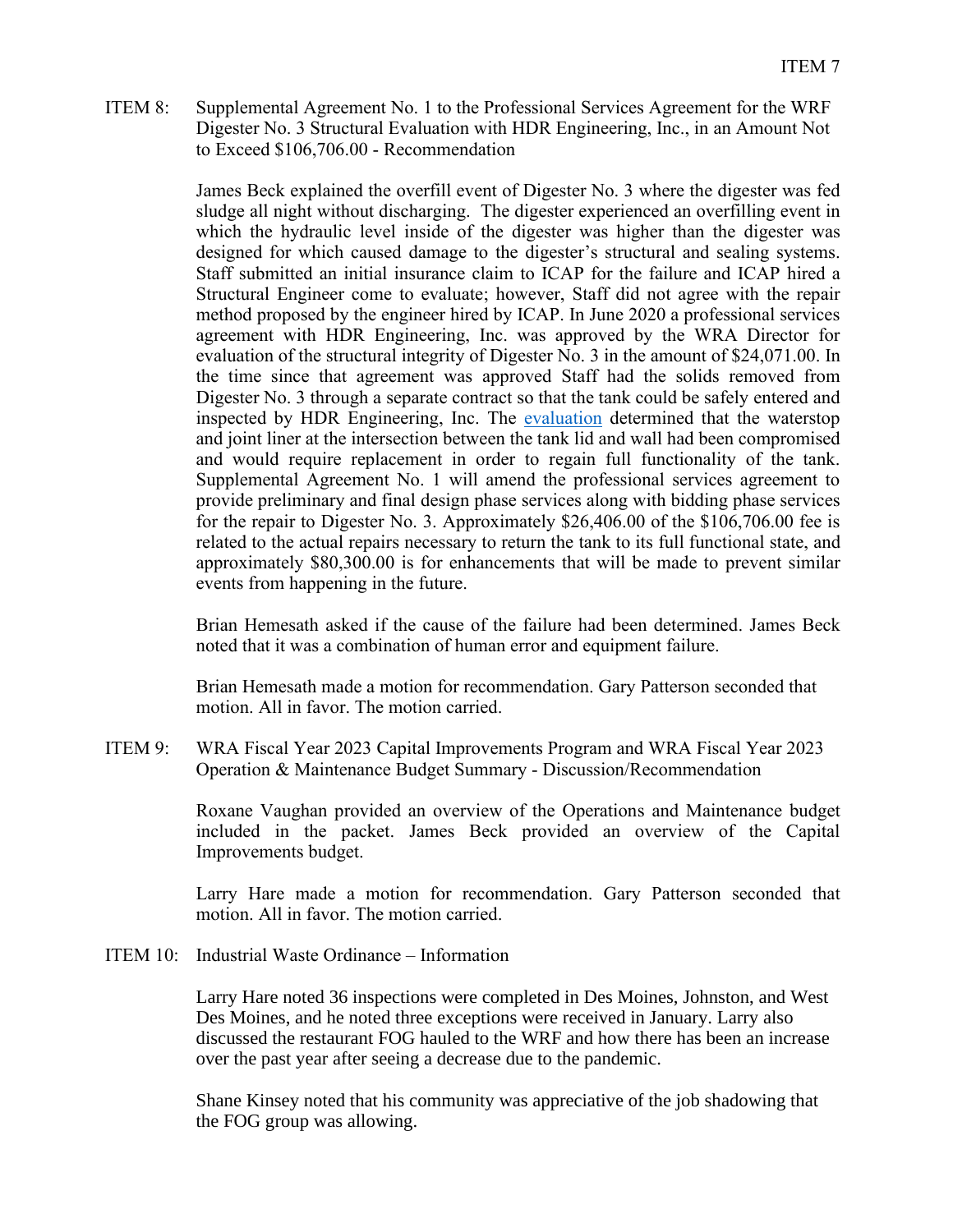ITEM 8: Supplemental Agreement No. 1 to the Professional Services Agreement for the WRF Digester No. 3 Structural Evaluation with HDR Engineering, Inc., in an Amount Not to Exceed $106,706.00 - Recommendation

James Beck explained the overfill event of Digester No. 3 where the digester was fed sludge all night without discharging. The digester experienced an overfilling event in which the hydraulic level inside of the digester was higher than the digester was designed for which caused damage to the digester's structural and sealing systems. Staff submitted an initial insurance claim to ICAP for the failure and ICAP hired a Structural Engineer come to evaluate; however, Staff did not agree with the repair method proposed by the engineer hired by ICAP. In June 2020 a professional services agreement with HDR Engineering, Inc. was approved by the WRA Director for evaluation of the structural integrity of Digester No. 3 in the amount of $24,071.00. In the time since that agreement was approved Staff had the solids removed from Digester No. 3 through a separate contract so that the tank could be safely entered and inspected by HDR Engineering, Inc. The evaluation determined that the waterstop and joint liner at the intersection between the tank lid and wall had been compromised and would require replacement in order to regain full functionality of the tank. Supplemental Agreement No. 1 will amend the professional services agreement to provide preliminary and final design phase services along with bidding phase services for the repair to Digester No. 3. Approximately $26,406.00 of the $106,706.00 fee is related to the actual repairs necessary to return the tank to its full functional state, and approximately $80,300.00 is for enhancements that will be made to prevent similar events from happening in the future.

Brian Hemesath asked if the cause of the failure had been determined. James Beck noted that it was a combination of human error and equipment failure.

Brian Hemesath made a motion for recommendation. Gary Patterson seconded that motion. All in favor. The motion carried.

ITEM 9: WRA Fiscal Year 2023 Capital Improvements Program and WRA Fiscal Year 2023 Operation & Maintenance Budget Summary - Discussion/Recommendation

Roxane Vaughan provided an overview of the Operations and Maintenance budget included in the packet. James Beck provided an overview of the Capital Improvements budget.

Larry Hare made a motion for recommendation. Gary Patterson seconded that motion. All in favor. The motion carried.

ITEM 10: Industrial Waste Ordinance – Information

Larry Hare noted 36 inspections were completed in Des Moines, Johnston, and West Des Moines, and he noted three exceptions were received in January. Larry also discussed the restaurant FOG hauled to the WRF and how there has been an increase over the past year after seeing a decrease due to the pandemic.

Shane Kinsey noted that his community was appreciative of the job shadowing that the FOG group was allowing.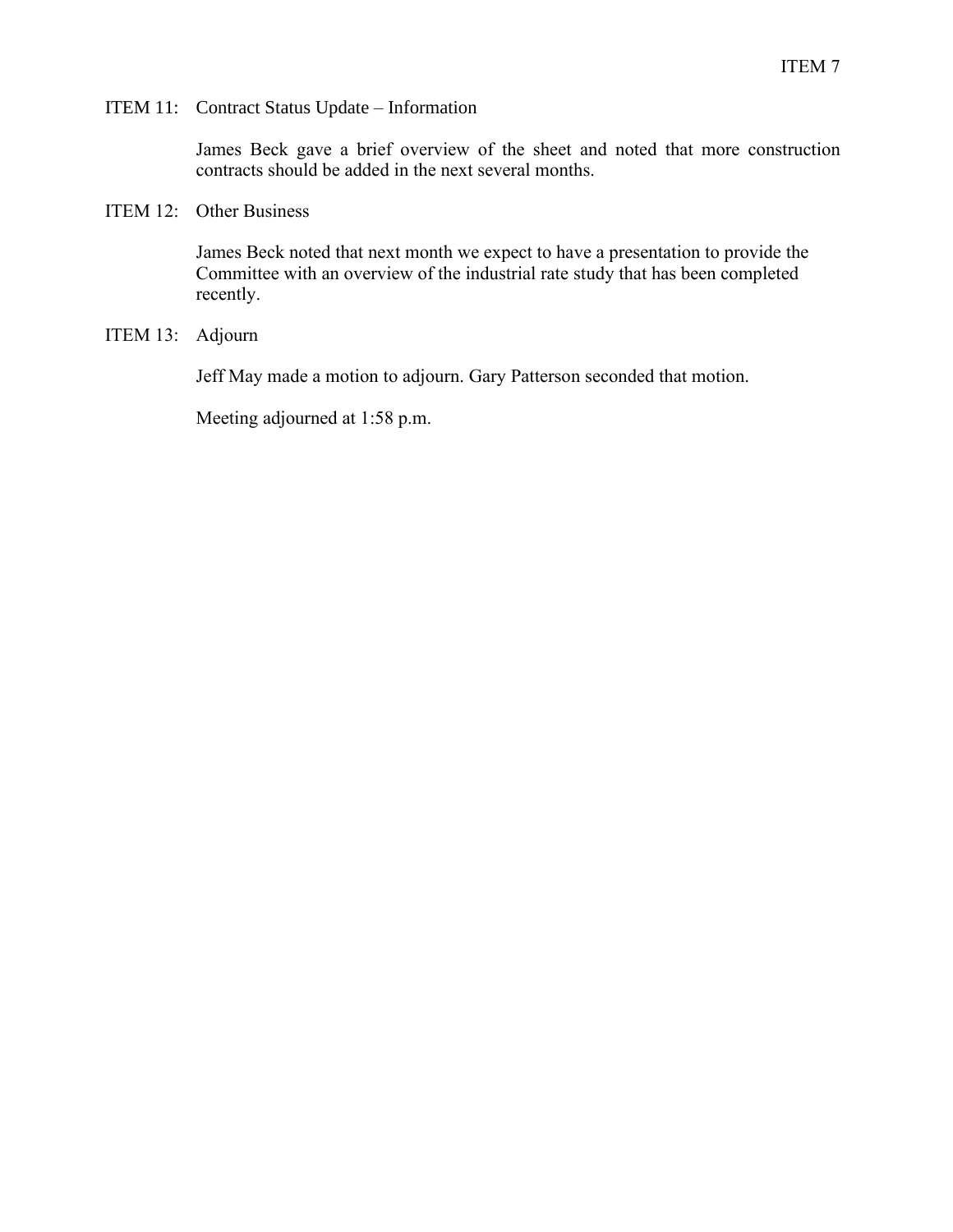ITEM 11: Contract Status Update – Information

James Beck gave a brief overview of the sheet and noted that more construction contracts should be added in the next several months.

ITEM 12: Other Business

James Beck noted that next month we expect to have a presentation to provide the Committee with an overview of the industrial rate study that has been completed recently.

ITEM 13: Adjourn

Jeff May made a motion to adjourn. Gary Patterson seconded that motion.

Meeting adjourned at 1:58 p.m.